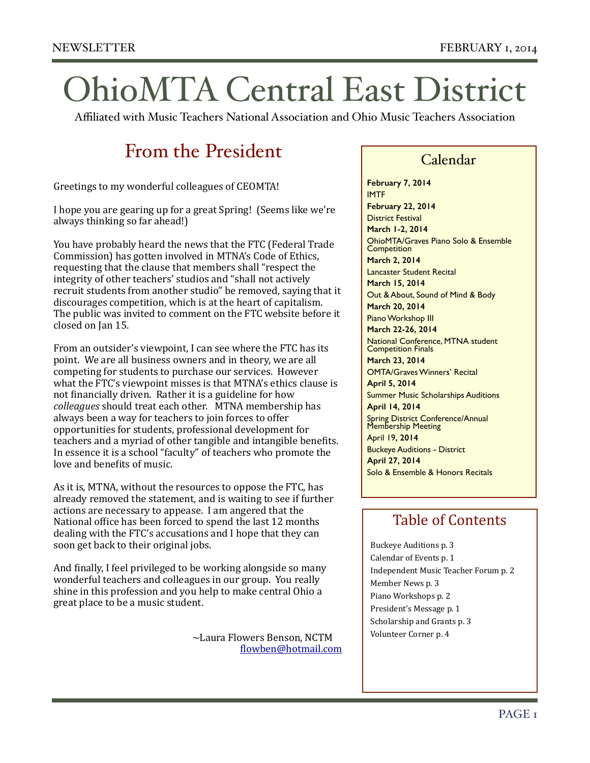# OhioMTA Central East District

Affiliated with Music Teachers National Association and Ohio Music Teachers Association

## From the President

Greetings to my wonderful colleagues of CEOMTA!

I hope you are gearing up for a great Spring! (Seems like we're always thinking so far ahead!)

You have probably heard the news that the FTC (Federal Trade Commission) has gotten involved in MTNA's Code of Ethics, requesting that the clause that members shall "respect the integrity of other teachers' studios and "shall not actively recruit students from another studio" be removed, saying that it discourages competition, which is at the heart of capitalism. The public was invited to comment on the FTC website before it closed on Jan 15.

From an outsider's viewpoint, I can see where the FTC has its point. We are all business owners and in theory, we are all competing for students to purchase our services. However what the FTC's viewpoint misses is that MTNA's ethics clause is not financially driven. Rather it is a guideline for how *colleagues* should treat each other. MTNA membership has always been a way for teachers to join forces to offer opportunities for students, professional development for teachers and a myriad of other tangible and intangible benefits. In essence it is a school "faculty" of teachers who promote the love and benefits of music.

As it is, MTNA, without the resources to oppose the FTC, has already removed the statement, and is waiting to see if further actions are necessary to appease. I am angered that the National office has been forced to spend the last 12 months dealing with the FTC's accusations and I hope that they can soon get back to their original jobs.

And finally, I feel privileged to be working alongside so many wonderful teachers and colleagues in our group. You really shine in this profession and you help to make central Ohio a great place to be a music student.

~Laura Flowers Benson, NCTM
flowben@hotmail.com

## Calendar

**February 7, 2014**
IMTF

**February 22, 2014**
District Festival

**March 1-2, 2014**
OhioMTA/Graves Piano Solo & Ensemble Competition

**March 2, 2014**
Lancaster Student Recital

**March 15, 2014**
Out & About, Sound of Mind & Body

**March 20, 2014**
Piano Workshop III

**March 22-26, 2014**
National Conference, MTNA student Competition Finals

**March 23, 2014**
OMTA/Graves Winners' Recital

**April 5, 2014**
Summer Music Scholarships Auditions

**April 14, 2014**
Spring District Conference/Annual Membership Meeting

April 19, **2014**
Buckeye Auditions - District

**April 27, 2014**
Solo & Ensemble & Honors Recitals

## Table of Contents

Buckeye Auditions p. 3
Calendar of Events p. 1
Independent Music Teacher Forum p. 2
Member News p. 3
Piano Workshops p. 2
President's Message p. 1
Scholarship and Grants p. 3
Volunteer Corner p. 4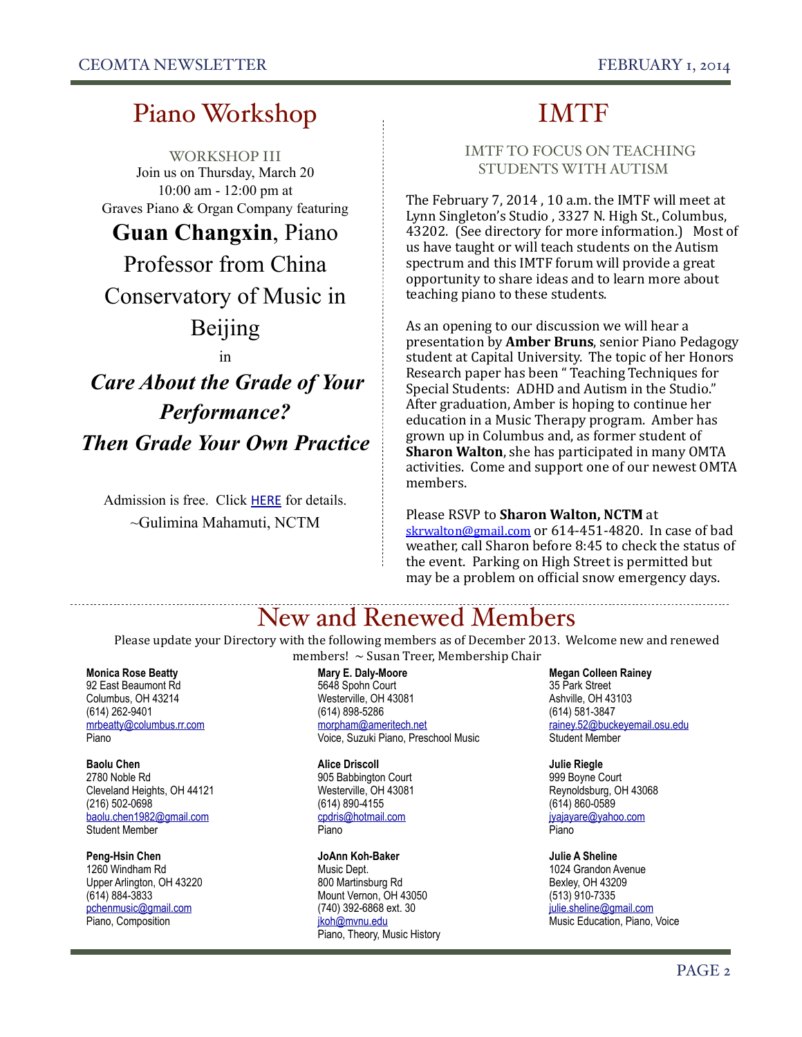# Piano Workshop

WORKSHOP III

Join us on Thursday, March 20

10:00 am - 12:00 pm at

Graves Piano & Organ Company featuring

**Guan Changxin**, Piano Professor from China Conservatory of Music in Beijing

in

***Care About the Grade of Your Performance?***

***Then Grade Your Own Practice***

Admission is free. Click HERE for details.

~Gulimina Mahamuti, NCTM

# IMTF

## IMTF TO FOCUS ON TEACHING STUDENTS WITH AUTISM

The February 7, 2014 , 10 a.m. the IMTF will meet at Lynn Singleton's Studio , 3327 N. High St., Columbus, 43202. (See directory for more information.) Most of us have taught or will teach students on the Autism spectrum and this IMTF forum will provide a great opportunity to share ideas and to learn more about teaching piano to these students.

As an opening to our discussion we will hear a presentation by **Amber Bruns**, senior Piano Pedagogy student at Capital University. The topic of her Honors Research paper has been " Teaching Techniques for Special Students: ADHD and Autism in the Studio." After graduation, Amber is hoping to continue her education in a Music Therapy program. Amber has grown up in Columbus and, as former student of **Sharon Walton**, she has participated in many OMTA activities. Come and support one of our newest OMTA members.

Please RSVP to **Sharon Walton, NCTM** at skrwalton@gmail.com or 614-451-4820. In case of bad weather, call Sharon before 8:45 to check the status of the event. Parking on High Street is permitted but may be a problem on official snow emergency days.

# New and Renewed Members

Please update your Directory with the following members as of December 2013. Welcome new and renewed members! ~ Susan Treer, Membership Chair

**Monica Rose Beatty**
92 East Beaumont Rd
Columbus, OH 43214
(614) 262-9401
mrbeatty@columbus.rr.com
Piano

**Baolu Chen**
2780 Noble Rd
Cleveland Heights, OH 44121
(216) 502-0698
baolu.chen1982@gmail.com
Student Member

**Peng-Hsin Chen**
1260 Windham Rd
Upper Arlington, OH 43220
(614) 884-3833
pchenmusic@gmail.com
Piano, Composition

**Mary E. Daly-Moore**
5648 Spohn Court
Westerville, OH 43081
(614) 898-5286
morpham@ameritech.net
Voice, Suzuki Piano, Preschool Music

**Alice Driscoll**
905 Babbington Court
Westerville, OH 43081
(614) 890-4155
cpdris@hotmail.com
Piano

**JoAnn Koh-Baker**
Music Dept.
800 Martinsburg Rd
Mount Vernon, OH 43050
(740) 392-6868 ext. 30
jkoh@mvnu.edu
Piano, Theory, Music History

**Megan Colleen Rainey**
35 Park Street
Ashville, OH 43103
(614) 581-3847
rainey.52@buckeyemail.osu.edu
Student Member

**Julie Riegle**
999 Boyne Court
Reynoldsburg, OH 43068
(614) 860-0589
jyajayare@yahoo.com
Piano

**Julie A Sheline**
1024 Grandon Avenue
Bexley, OH 43209
(513) 910-7335
julie.sheline@gmail.com
Music Education, Piano, Voice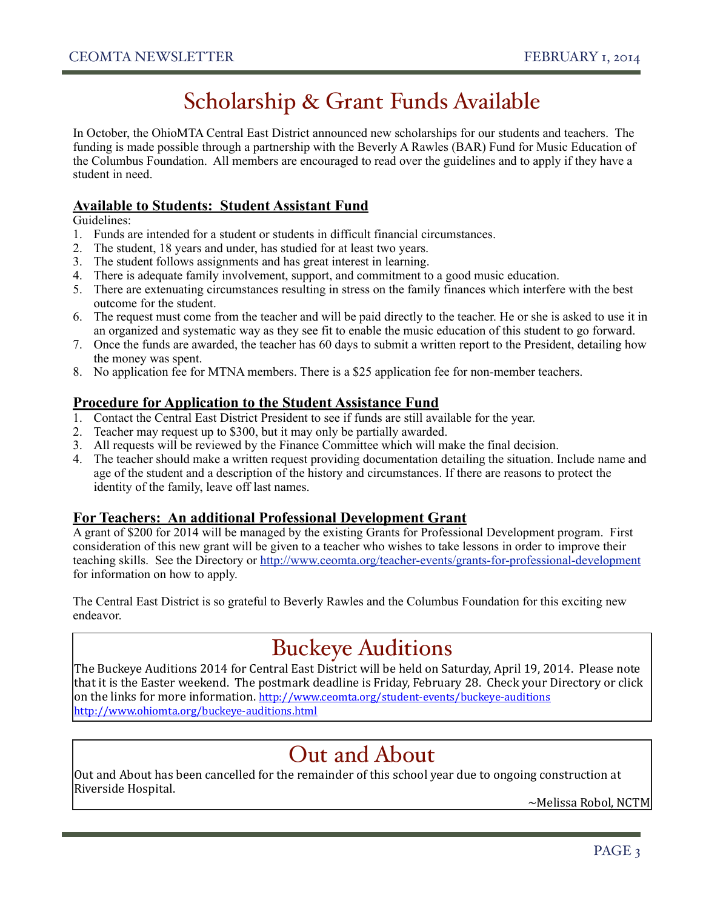# Scholarship & Grant Funds Available

In October, the OhioMTA Central East District announced new scholarships for our students and teachers. The funding is made possible through a partnership with the Beverly A Rawles (BAR) Fund for Music Education of the Columbus Foundation. All members are encouraged to read over the guidelines and to apply if they have a student in need.

## Available to Students: Student Assistant Fund

Guidelines:

1. Funds are intended for a student or students in difficult financial circumstances.
2. The student, 18 years and under, has studied for at least two years.
3. The student follows assignments and has great interest in learning.
4. There is adequate family involvement, support, and commitment to a good music education.
5. There are extenuating circumstances resulting in stress on the family finances which interfere with the best outcome for the student.
6. The request must come from the teacher and will be paid directly to the teacher. He or she is asked to use it in an organized and systematic way as they see fit to enable the music education of this student to go forward.
7. Once the funds are awarded, the teacher has 60 days to submit a written report to the President, detailing how the money was spent.
8. No application fee for MTNA members. There is a $25 application fee for non-member teachers.

## Procedure for Application to the Student Assistance Fund

1. Contact the Central East District President to see if funds are still available for the year.
2. Teacher may request up to $300, but it may only be partially awarded.
3. All requests will be reviewed by the Finance Committee which will make the final decision.
4. The teacher should make a written request providing documentation detailing the situation. Include name and age of the student and a description of the history and circumstances. If there are reasons to protect the identity of the family, leave off last names.

## For Teachers: An additional Professional Development Grant

A grant of $200 for 2014 will be managed by the existing Grants for Professional Development program. First consideration of this new grant will be given to a teacher who wishes to take lessons in order to improve their teaching skills. See the Directory or http://www.ceomta.org/teacher-events/grants-for-professional-development for information on how to apply.

The Central East District is so grateful to Beverly Rawles and the Columbus Foundation for this exciting new endeavor.

# Buckeye Auditions

The Buckeye Auditions 2014 for Central East District will be held on Saturday, April 19, 2014. Please note that it is the Easter weekend. The postmark deadline is Friday, February 28. Check your Directory or click on the links for more information. http://www.ceomta.org/student-events/buckeye-auditions
http://www.ohiomta.org/buckeye-auditions.html

# Out and About

Out and About has been cancelled for the remainder of this school year due to ongoing construction at Riverside Hospital.

~Melissa Robol, NCTM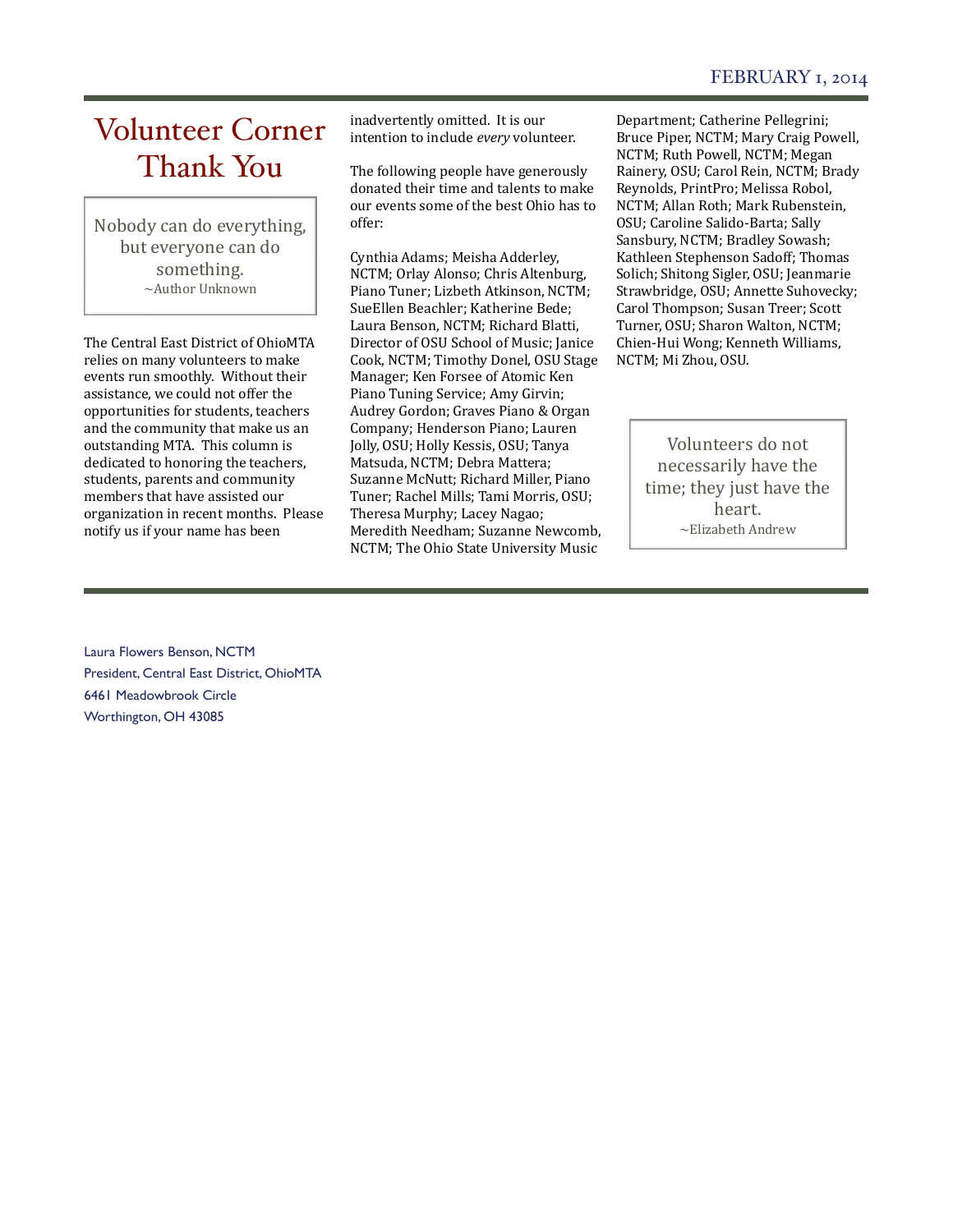# Volunteer Corner Thank You

> Nobody can do everything, but everyone can do something.
> ~Author Unknown

The Central East District of OhioMTA relies on many volunteers to make events run smoothly. Without their assistance, we could not offer the opportunities for students, teachers and the community that make us an outstanding MTA. This column is dedicated to honoring the teachers, students, parents and community members that have assisted our organization in recent months. Please notify us if your name has been inadvertently omitted. It is our intention to include *every* volunteer.

The following people have generously donated their time and talents to make our events some of the best Ohio has to offer:

Cynthia Adams; Meisha Adderley, NCTM; Orlay Alonso; Chris Altenburg, Piano Tuner; Lizbeth Atkinson, NCTM; SueEllen Beachler; Katherine Bede; Laura Benson, NCTM; Richard Blatti, Director of OSU School of Music; Janice Cook, NCTM; Timothy Donel, OSU Stage Manager; Ken Forsee of Atomic Ken Piano Tuning Service; Amy Girvin; Audrey Gordon; Graves Piano & Organ Company; Henderson Piano; Lauren Jolly, OSU; Holly Kessis, OSU; Tanya Matsuda, NCTM; Debra Mattera; Suzanne McNutt; Richard Miller, Piano Tuner; Rachel Mills; Tami Morris, OSU; Theresa Murphy; Lacey Nagao; Meredith Needham; Suzanne Newcomb, NCTM; The Ohio State University Music Department; Catherine Pellegrini; Bruce Piper, NCTM; Mary Craig Powell, NCTM; Ruth Powell, NCTM; Megan Rainery, OSU; Carol Rein, NCTM; Brady Reynolds, PrintPro; Melissa Robol, NCTM; Allan Roth; Mark Rubenstein, OSU; Caroline Salido-Barta; Sally Sansbury, NCTM; Bradley Sowash; Kathleen Stephenson Sadoff; Thomas Solich; Shitong Sigler, OSU; Jeanmarie Strawbridge, OSU; Annette Suhovecky; Carol Thompson; Susan Treer; Scott Turner, OSU; Sharon Walton, NCTM; Chien-Hui Wong; Kenneth Williams, NCTM; Mi Zhou, OSU.

> Volunteers do not necessarily have the time; they just have the heart.
> ~Elizabeth Andrew

Laura Flowers Benson, NCTM
President, Central East District, OhioMTA
6461 Meadowbrook Circle
Worthington, OH 43085